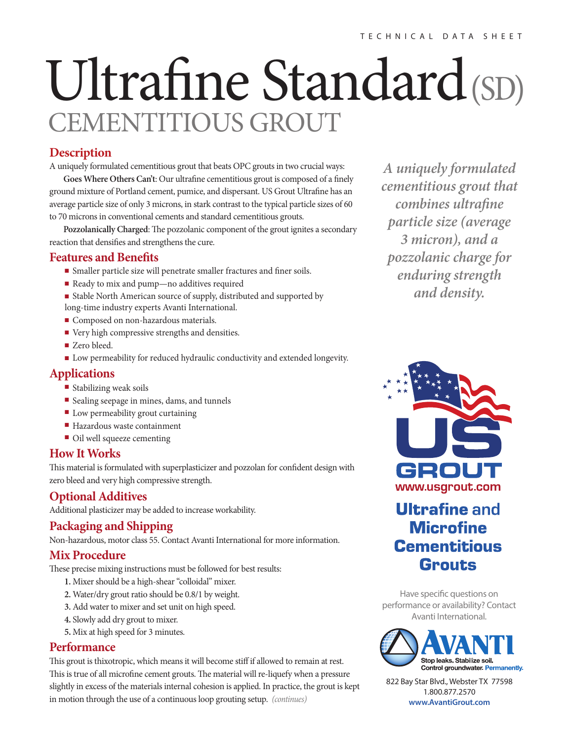TECHNICAL DATA SHEET

# Ultrafine Standard (SD)

## CEMENTITIOUS GROUT

### Description

A uniquely formulated cementitious grout that beats OPC grouts in two crucial ways:

**Goes Where Others Can't**: Our ultrafine cementitious grout is composed of a finely ground mixture of Portland cement, pumice, and dispersant. US Grout Ultrafine has an average particle size of only 3 microns, in stark contrast to the typical particle sizes of 60 to 70 microns in conventional cements and standard cementitious grouts.

**Pozzolanically Charged**: The pozzolanic component of the grout ignites a secondary reaction that densifies and strengthens the cure.

### Features and Benefits

- Smaller particle size will penetrate smaller fractures and finer soils.
- Ready to mix and pump—no additives required
- Stable North American source of supply, distributed and supported by long-time industry experts Avanti International.
- Composed on non-hazardous materials.
- Very high compressive strengths and densities.
- Zero bleed.
- Low permeability for reduced hydraulic conductivity and extended longevity.

### Applications

- Stabilizing weak soils
- Sealing seepage in mines, dams, and tunnels
- Low permeability grout curtaining
- Hazardous waste containment
- Oil well squeeze cementing

### How It Works

This material is formulated with superplasticizer and pozzolan for confident design with zero bleed and very high compressive strength.

### Optional Additives

Additional plasticizer may be added to increase workability.

### Packaging and Shipping

Non-hazardous, motor class 55. Contact Avanti International for more information.

### Mix Procedure

These precise mixing instructions must be followed for best results:

1. Mixer should be a high-shear "colloidal" mixer.
2. Water/dry grout ratio should be 0.8/1 by weight.
3. Add water to mixer and set unit on high speed.
4. Slowly add dry grout to mixer.
5. Mix at high speed for 3 minutes.

### Performance

This grout is thixotropic, which means it will become stiff if allowed to remain at rest. This is true of all microfine cement grouts. The material will re-liquefy when a pressure slightly in excess of the materials internal cohesion is applied. In practice, the grout is kept in motion through the use of a continuous loop grouting setup. *(continues)*

*A uniquely formulated cementitious grout that combines ultrafine particle size (average 3 micron), and a pozzolanic charge for enduring strength and density.*

US GROUT
www.usgrout.com

**Ultrafine and Microfine Cementitious Grouts**

Have specific questions on performance or availability? Contact Avanti International.

AVANTI
Stop leaks. Stabilize soil. Control groundwater. Permanently.

822 Bay Star Blvd., Webster TX 77598
1.800.877.2570
www.AvantiGrout.com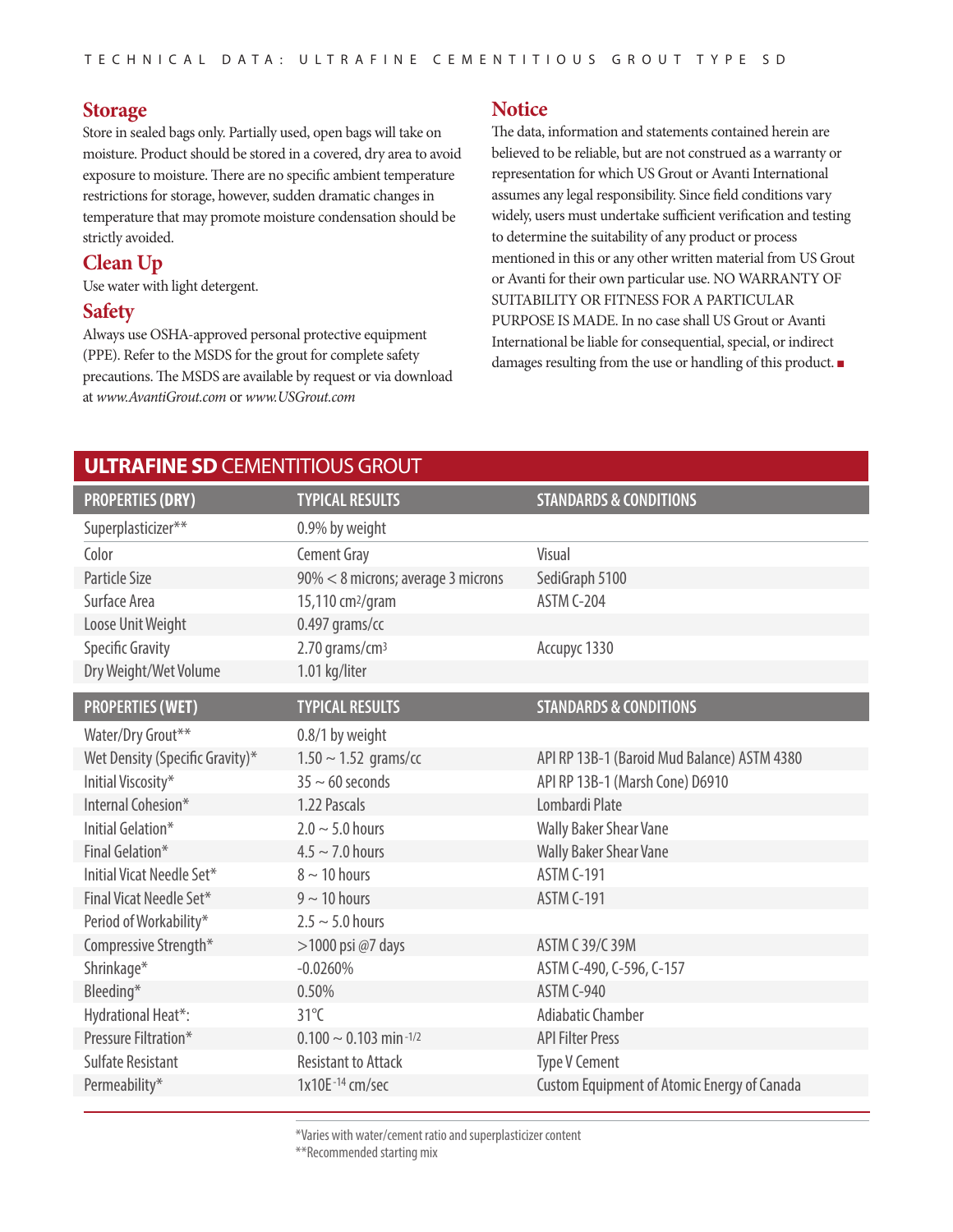## Storage

Store in sealed bags only. Partially used, open bags will take on moisture. Product should be stored in a covered, dry area to avoid exposure to moisture. There are no specific ambient temperature restrictions for storage, however, sudden dramatic changes in temperature that may promote moisture condensation should be strictly avoided.

## Clean Up

Use water with light detergent.

## Safety

Always use OSHA-approved personal protective equipment (PPE). Refer to the MSDS for the grout for complete safety precautions. The MSDS are available by request or via download at *www.AvantiGrout.com* or *www.USGrout.com*

## Notice

The data, information and statements contained herein are believed to be reliable, but are not construed as a warranty or representation for which US Grout or Avanti International assumes any legal responsibility. Since field conditions vary widely, users must undertake sufficient verification and testing to determine the suitability of any product or process mentioned in this or any other written material from US Grout or Avanti for their own particular use. NO WARRANTY OF SUITABILITY OR FITNESS FOR A PARTICULAR PURPOSE IS MADE. In no case shall US Grout or Avanti International be liable for consequential, special, or indirect damages resulting from the use or handling of this product. ■

## **ULTRAFINE SD** CEMENTITIOUS GROUT

| PROPERTIES (DRY) | TYPICAL RESULTS | STANDARDS & CONDITIONS |
|---|---|---|
| Superplasticizer** | 0.9% by weight | |
| Color | Cement Gray | Visual |
| Particle Size | 90% < 8 microns; average 3 microns | SediGraph 5100 |
| Surface Area | 15,110 $cm^2$/gram | ASTM C-204 |
| Loose Unit Weight | 0.497 grams/cc | |
| Specific Gravity | 2.70 grams/$cm^3$ | Accupyc 1330 |
| Dry Weight/Wet Volume | 1.01 kg/liter | |
| **PROPERTIES (WET)** | **TYPICAL RESULTS** | **STANDARDS & CONDITIONS** |
| Water/Dry Grout** | 0.8/1 by weight | |
| Wet Density (Specific Gravity)* | 1.50 ~ 1.52 grams/cc | API RP 13B-1 (Baroid Mud Balance) ASTM 4380 |
| Initial Viscosity* | 35 ~ 60 seconds | API RP 13B-1 (Marsh Cone) D6910 |
| Internal Cohesion* | 1.22 Pascals | Lombardi Plate |
| Initial Gelation* | 2.0 ~ 5.0 hours | Wally Baker Shear Vane |
| Final Gelation* | 4.5 ~ 7.0 hours | Wally Baker Shear Vane |
| Initial Vicat Needle Set* | 8 ~ 10 hours | ASTM C-191 |
| Final Vicat Needle Set* | 9 ~ 10 hours | ASTM C-191 |
| Period of Workability* | 2.5 ~ 5.0 hours | |
| Compressive Strength* | >1000 psi @7 days | ASTM C 39/C 39M |
| Shrinkage* | -0.0260% | ASTM C-490, C-596, C-157 |
| Bleeding* | 0.50% | ASTM C-940 |
| Hydrational Heat*: | 31°C | Adiabatic Chamber |
| Pressure Filtration* | 0.100 ~ 0.103 $min^{-1/2}$ | API Filter Press |
| Sulfate Resistant | Resistant to Attack | Type V Cement |
| Permeability* | 1x10E$^{-14}$ cm/sec | Custom Equipment of Atomic Energy of Canada |

*Varies with water/cement ratio and superplasticizer content
**Recommended starting mix